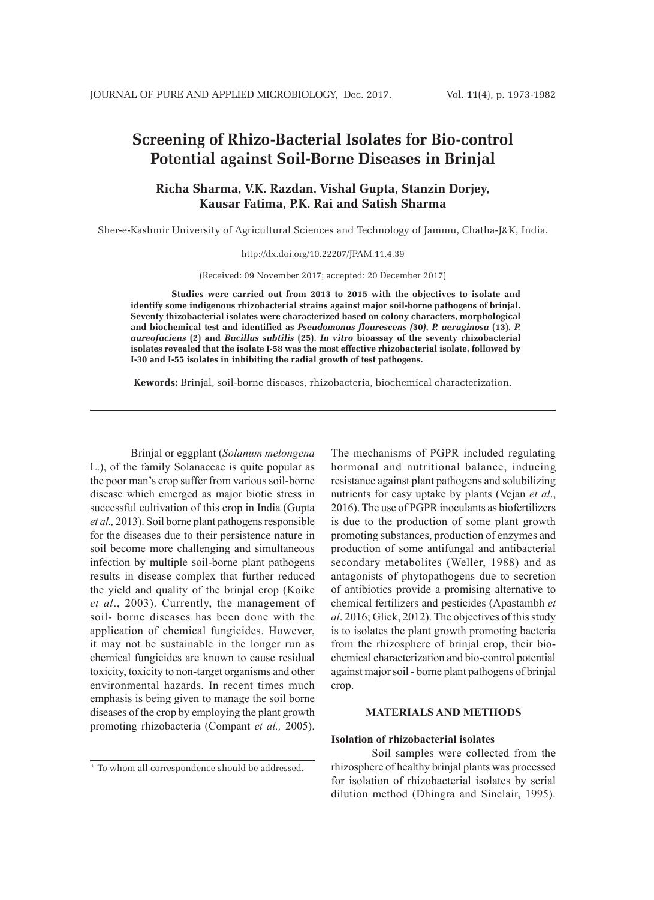# Screening of Rhizo-Bacterial Isolates for Bio-control Potential against Soil-Borne Diseases in Brinjal

**Richa Sharma, V.K. Razdan, Vishal Gupta, Stanzin Dorjey, Kausar Fatima, P.K. Rai and Satish Sharma**

Sher-e-Kashmir University of Agricultural Sciences and Technology of Jammu, Chatha-J&K, India.

http://dx.doi.org/10.22207/JPAM.11.4.39

(Received: 09 November 2017; accepted: 20 December 2017)

**Studies were carried out from 2013 to 2015 with the objectives to isolate and identify some indigenous rhizobacterial strains against major soil-borne pathogens of brinjal. Seventy thizobacterial isolates were characterized based on colony characters, morphological and biochemical test and identified as *Pseudomonas flourescens (*30*)*, *P. aeruginosa* (13), *P. aureofaciens* (2) and *Bacillus subtilis* (25). *In vitro* bioassay of the seventy rhizobacterial isolates revealed that the isolate I-58 was the most effective rhizobacterial isolate, followed by I-30 and I-55 isolates in inhibiting the radial growth of test pathogens.**

**Keywords:** Brinjal, soil-borne diseases, rhizobacteria, biochemical characterization.

---

Brinjal or eggplant (*Solanum melongena* L.), of the family Solanaceae is quite popular as the poor man's crop suffer from various soil-borne disease which emerged as major biotic stress in successful cultivation of this crop in India (Gupta *et al.,* 2013). Soil borne plant pathogens responsible for the diseases due to their persistence nature in soil become more challenging and simultaneous infection by multiple soil-borne plant pathogens results in disease complex that further reduced the yield and quality of the brinjal crop (Koike *et al*., 2003). Currently, the management of soil- borne diseases has been done with the application of chemical fungicides. However, it may not be sustainable in the longer run as chemical fungicides are known to cause residual toxicity, toxicity to non-target organisms and other environmental hazards. In recent times much emphasis is being given to manage the soil borne diseases of the crop by employing the plant growth promoting rhizobacteria (Compant *et al.,* 2005). The mechanisms of PGPR included regulating hormonal and nutritional balance, inducing resistance against plant pathogens and solubilizing nutrients for easy uptake by plants (Vejan *et al*., 2016). The use of PGPR inoculants as biofertilizers is due to the production of some plant growth promoting substances, production of enzymes and production of some antifungal and antibacterial secondary metabolites (Weller, 1988) and as antagonists of phytopathogens due to secretion of antibiotics provide a promising alternative to chemical fertilizers and pesticides (Apastambh *et al*. 2016; Glick, 2012). The objectives of this study is to isolates the plant growth promoting bacteria from the rhizosphere of brinjal crop, their bio-chemical characterization and bio-control potential against major soil - borne plant pathogens of brinjal crop.

## MATERIALS AND METHODS

### Isolation of rhizobacterial isolates

Soil samples were collected from the rhizosphere of healthy brinjal plants was processed for isolation of rhizobacterial isolates by serial dilution method (Dhingra and Sinclair, 1995).

\* To whom all correspondence should be addressed.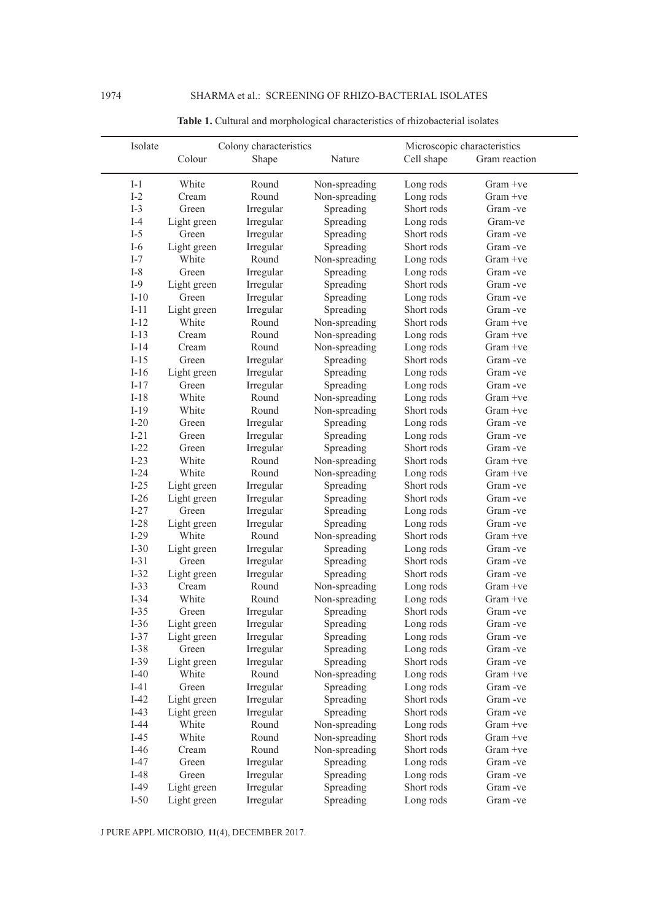**Table 1.** Cultural and morphological characteristics of rhizobacterial isolates

| Isolate | Colony characteristics | | | Microscopic characteristics | |
|---|---|---|---|---|---|
| | Colour | Shape | Nature | Cell shape | Gram reaction |
| I-1 | White | Round | Non-spreading | Long rods | Gram +ve |
| I-2 | Cream | Round | Non-spreading | Long rods | Gram +ve |
| I-3 | Green | Irregular | Spreading | Short rods | Gram -ve |
| I-4 | Light green | Irregular | Spreading | Long rods | Gram-ve |
| I-5 | Green | Irregular | Spreading | Short rods | Gram -ve |
| I-6 | Light green | Irregular | Spreading | Short rods | Gram -ve |
| I-7 | White | Round | Non-spreading | Long rods | Gram +ve |
| I-8 | Green | Irregular | Spreading | Long rods | Gram -ve |
| I-9 | Light green | Irregular | Spreading | Short rods | Gram -ve |
| I-10 | Green | Irregular | Spreading | Long rods | Gram -ve |
| I-11 | Light green | Irregular | Spreading | Short rods | Gram -ve |
| I-12 | White | Round | Non-spreading | Short rods | Gram +ve |
| I-13 | Cream | Round | Non-spreading | Long rods | Gram +ve |
| I-14 | Cream | Round | Non-spreading | Long rods | Gram +ve |
| I-15 | Green | Irregular | Spreading | Short rods | Gram -ve |
| I-16 | Light green | Irregular | Spreading | Long rods | Gram -ve |
| I-17 | Green | Irregular | Spreading | Long rods | Gram -ve |
| I-18 | White | Round | Non-spreading | Long rods | Gram +ve |
| I-19 | White | Round | Non-spreading | Short rods | Gram +ve |
| I-20 | Green | Irregular | Spreading | Long rods | Gram -ve |
| I-21 | Green | Irregular | Spreading | Long rods | Gram -ve |
| I-22 | Green | Irregular | Spreading | Short rods | Gram -ve |
| I-23 | White | Round | Non-spreading | Short rods | Gram +ve |
| I-24 | White | Round | Non-spreading | Long rods | Gram +ve |
| I-25 | Light green | Irregular | Spreading | Short rods | Gram -ve |
| I-26 | Light green | Irregular | Spreading | Short rods | Gram -ve |
| I-27 | Green | Irregular | Spreading | Long rods | Gram -ve |
| I-28 | Light green | Irregular | Spreading | Long rods | Gram -ve |
| I-29 | White | Round | Non-spreading | Short rods | Gram +ve |
| I-30 | Light green | Irregular | Spreading | Long rods | Gram -ve |
| I-31 | Green | Irregular | Spreading | Short rods | Gram -ve |
| I-32 | Light green | Irregular | Spreading | Short rods | Gram -ve |
| I-33 | Cream | Round | Non-spreading | Long rods | Gram +ve |
| I-34 | White | Round | Non-spreading | Long rods | Gram +ve |
| I-35 | Green | Irregular | Spreading | Short rods | Gram -ve |
| I-36 | Light green | Irregular | Spreading | Long rods | Gram -ve |
| I-37 | Light green | Irregular | Spreading | Long rods | Gram -ve |
| I-38 | Green | Irregular | Spreading | Long rods | Gram -ve |
| I-39 | Light green | Irregular | Spreading | Short rods | Gram -ve |
| I-40 | White | Round | Non-spreading | Long rods | Gram +ve |
| I-41 | Green | Irregular | Spreading | Long rods | Gram -ve |
| I-42 | Light green | Irregular | Spreading | Short rods | Gram -ve |
| I-43 | Light green | Irregular | Spreading | Short rods | Gram -ve |
| I-44 | White | Round | Non-spreading | Long rods | Gram +ve |
| I-45 | White | Round | Non-spreading | Short rods | Gram +ve |
| I-46 | Cream | Round | Non-spreading | Short rods | Gram +ve |
| I-47 | Green | Irregular | Spreading | Long rods | Gram -ve |
| I-48 | Green | Irregular | Spreading | Long rods | Gram -ve |
| I-49 | Light green | Irregular | Spreading | Short rods | Gram -ve |
| I-50 | Light green | Irregular | Spreading | Long rods | Gram -ve |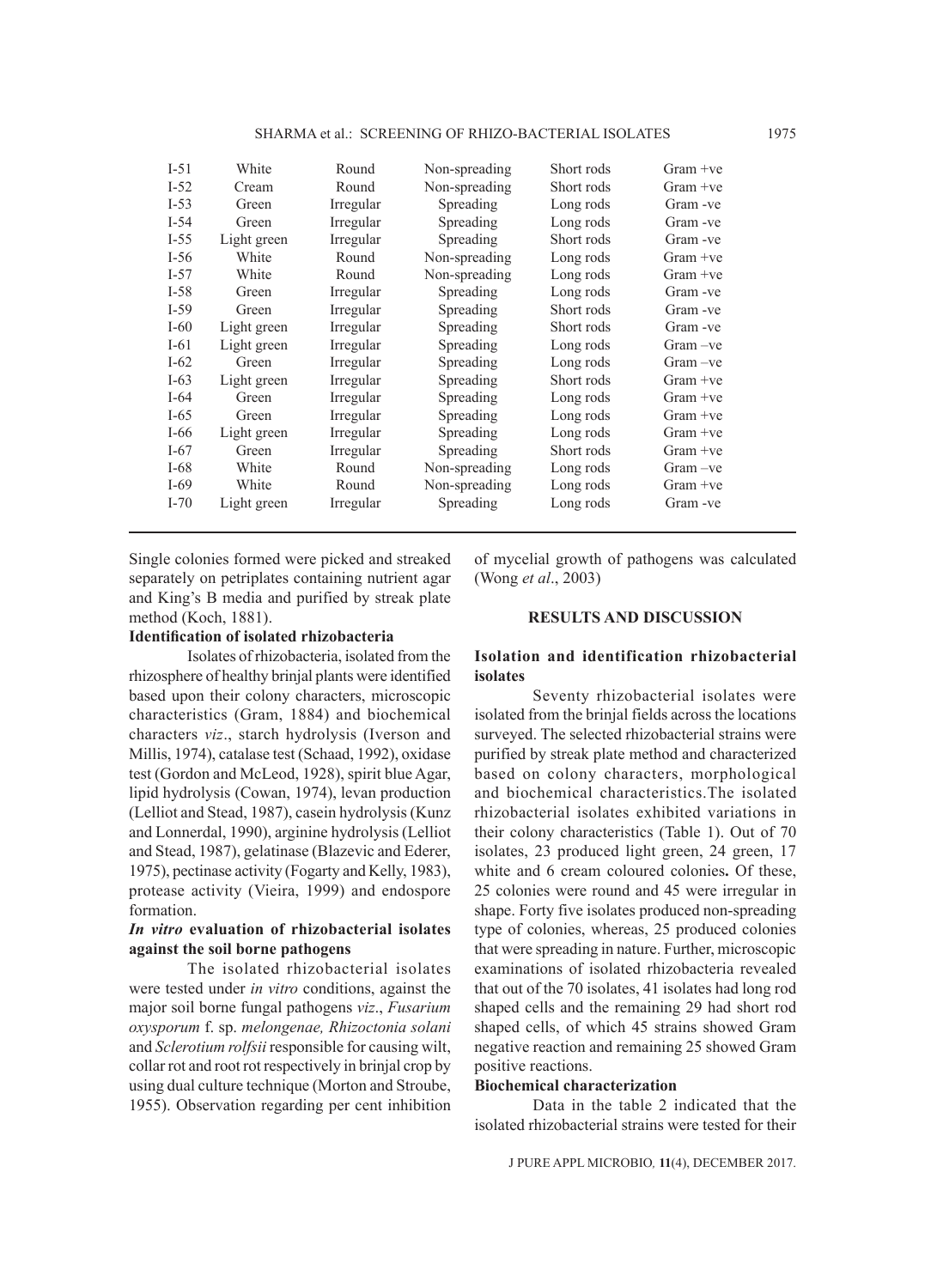| | | | | | |
|---|---|---|---|---|---|
| I-51 | White | Round | Non-spreading | Short rods | Gram +ve |
| I-52 | Cream | Round | Non-spreading | Short rods | Gram +ve |
| I-53 | Green | Irregular | Spreading | Long rods | Gram -ve |
| I-54 | Green | Irregular | Spreading | Long rods | Gram -ve |
| I-55 | Light green | Irregular | Spreading | Short rods | Gram -ve |
| I-56 | White | Round | Non-spreading | Long rods | Gram +ve |
| I-57 | White | Round | Non-spreading | Long rods | Gram +ve |
| I-58 | Green | Irregular | Spreading | Long rods | Gram -ve |
| I-59 | Green | Irregular | Spreading | Short rods | Gram -ve |
| I-60 | Light green | Irregular | Spreading | Short rods | Gram -ve |
| I-61 | Light green | Irregular | Spreading | Long rods | Gram –ve |
| I-62 | Green | Irregular | Spreading | Long rods | Gram –ve |
| I-63 | Light green | Irregular | Spreading | Short rods | Gram +ve |
| I-64 | Green | Irregular | Spreading | Long rods | Gram +ve |
| I-65 | Green | Irregular | Spreading | Long rods | Gram +ve |
| I-66 | Light green | Irregular | Spreading | Long rods | Gram +ve |
| I-67 | Green | Irregular | Spreading | Short rods | Gram +ve |
| I-68 | White | Round | Non-spreading | Long rods | Gram –ve |
| I-69 | White | Round | Non-spreading | Long rods | Gram +ve |
| I-70 | Light green | Irregular | Spreading | Long rods | Gram -ve |

Single colonies formed were picked and streaked separately on petriplates containing nutrient agar and King's B media and purified by streak plate method (Koch, 1881).

**Identification of isolated rhizobacteria**

Isolates of rhizobacteria, isolated from the rhizosphere of healthy brinjal plants were identified based upon their colony characters, microscopic characteristics (Gram, 1884) and biochemical characters *viz*., starch hydrolysis (Iverson and Millis, 1974), catalase test (Schaad, 1992), oxidase test (Gordon and McLeod, 1928), spirit blue Agar, lipid hydrolysis (Cowan, 1974), levan production (Lelliot and Stead, 1987), casein hydrolysis (Kunz and Lonnerdal, 1990), arginine hydrolysis (Lelliot and Stead, 1987), gelatinase (Blazevic and Ederer, 1975), pectinase activity (Fogarty and Kelly, 1983), protease activity (Vieira, 1999) and endospore formation.

***In vitro* evaluation of rhizobacterial isolates against the soil borne pathogens**

The isolated rhizobacterial isolates were tested under *in vitro* conditions, against the major soil borne fungal pathogens *viz*., *Fusarium oxysporum* f. sp. *melongenae, Rhizoctonia solani* and *Sclerotium rolfsii* responsible for causing wilt, collar rot and root rot respectively in brinjal crop by using dual culture technique (Morton and Stroube, 1955). Observation regarding per cent inhibition of mycelial growth of pathogens was calculated (Wong *et al*., 2003)

## RESULTS AND DISCUSSION

**Isolation and identification rhizobacterial isolates**

Seventy rhizobacterial isolates were isolated from the brinjal fields across the locations surveyed. The selected rhizobacterial strains were purified by streak plate method and characterized based on colony characters, morphological and biochemical characteristics.The isolated rhizobacterial isolates exhibited variations in their colony characteristics (Table 1). Out of 70 isolates, 23 produced light green, 24 green, 17 white and 6 cream coloured colonies**.** Of these, 25 colonies were round and 45 were irregular in shape. Forty five isolates produced non-spreading type of colonies, whereas, 25 produced colonies that were spreading in nature. Further, microscopic examinations of isolated rhizobacteria revealed that out of the 70 isolates, 41 isolates had long rod shaped cells and the remaining 29 had short rod shaped cells, of which 45 strains showed Gram negative reaction and remaining 25 showed Gram positive reactions.

**Biochemical characterization**

Data in the table 2 indicated that the isolated rhizobacterial strains were tested for their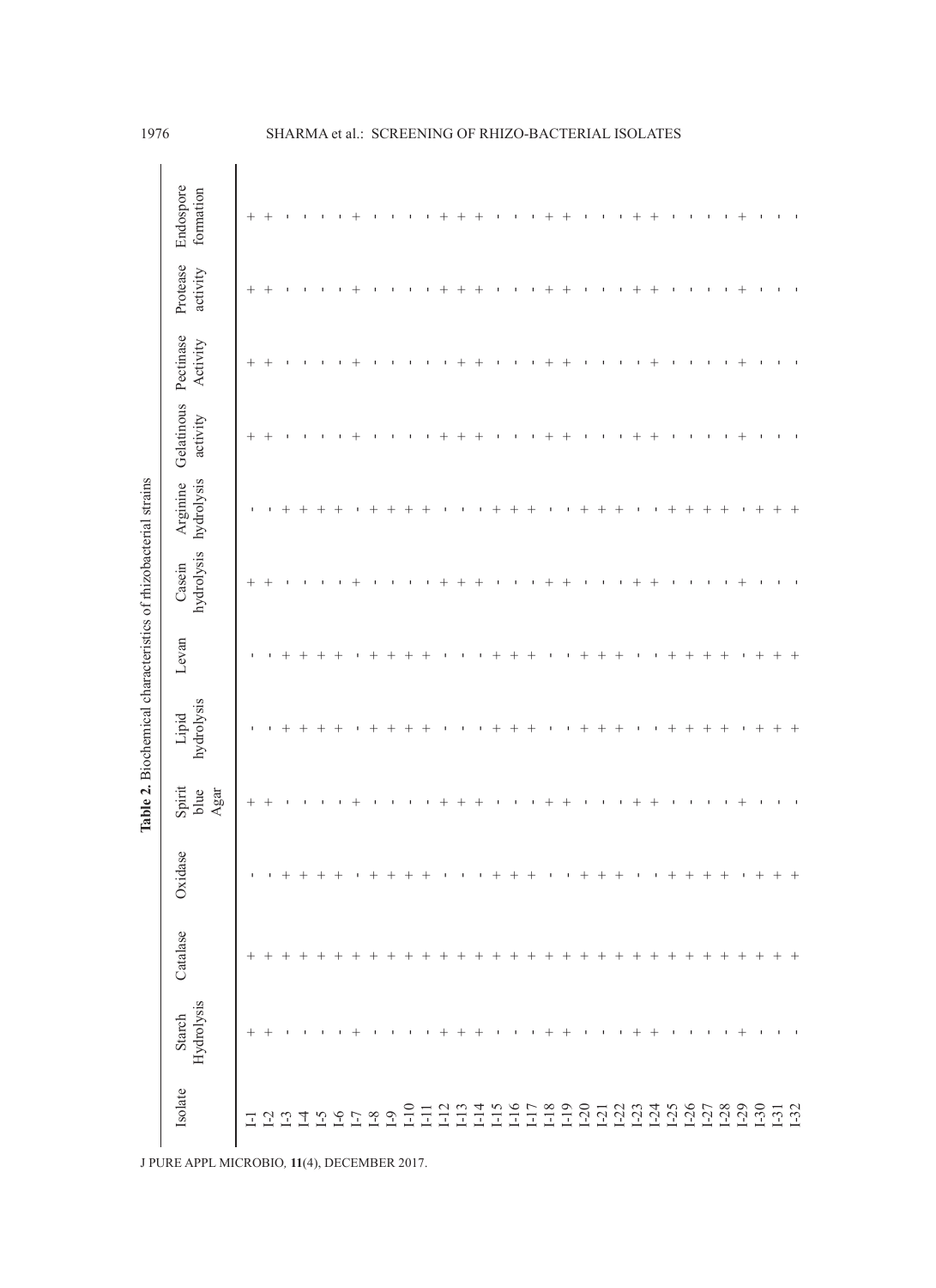**Table 2.** Biochemical characteristics of rhizobacterial strains

| Isolate | Starch Hydrolysis | Catalase | Oxidase | Spirit blue Agar | Lipid hydrolysis | Levan | Casein hydrolysis | Arginine hydrolysis | Gelatinous activity | Pectinase Activity | Protease activity | Endospore formation |
|---|---|---|---|---|---|---|---|---|---|---|---|---|
| I-1 | + | + | - | + | - | - | + | - | + | + | + | + |
| I-2 | + | + | - | + | - | - | + | - | + | + | + | + |
| I-3 | - | + | + | - | + | + | - | + | - | - | - | - |
| I-4 | - | + | + | - | + | + | - | + | - | - | - | - |
| I-5 | - | + | + | - | + | + | - | + | - | - | - | - |
| I-6 | - | + | + | - | + | + | - | + | - | - | - | - |
| I-7 | + | + | - | + | - | - | + | - | + | + | + | + |
| I-8 | - | + | + | - | + | + | - | + | - | - | - | - |
| I-9 | - | + | + | - | + | + | - | + | - | - | - | - |
| I-10 | - | + | + | - | + | + | - | + | - | - | - | - |
| I-11 | - | + | + | - | + | + | - | + | - | - | - | - |
| I-12 | + | + | - | + | - | - | + | - | + | - | + | + |
| I-13 | + | + | - | + | - | - | + | - | + | + | + | + |
| I-14 | + | + | - | + | - | - | + | - | + | + | + | + |
| I-15 | - | + | + | - | + | + | - | + | - | - | - | - |
| I-16 | - | + | + | - | + | + | - | + | - | - | - | - |
| I-17 | - | + | + | - | + | + | - | + | - | - | - | - |
| I-18 | + | + | - | + | - | - | + | - | + | + | + | + |
| I-19 | + | + | - | + | - | - | + | - | + | + | + | + |
| I-20 | - | + | + | - | + | + | - | + | - | - | - | - |
| I-21 | - | + | + | - | + | + | - | + | - | - | - | - |
| I-22 | - | + | + | - | + | + | - | + | - | - | - | - |
| I-23 | + | + | - | + | - | - | + | - | + | - | + | + |
| I-24 | + | + | - | + | - | - | + | - | + | + | + | + |
| I-25 | - | + | + | - | + | + | - | + | - | - | - | - |
| I-26 | - | + | + | - | + | + | - | + | - | - | - | - |
| I-27 | - | + | + | - | + | + | - | + | - | - | - | - |
| I-28 | - | + | + | - | + | + | - | + | - | - | - | - |
| I-29 | + | + | - | + | - | - | + | - | + | + | + | + |
| I-30 | - | + | + | - | + | + | - | + | - | - | - | - |
| I-31 | - | + | + | - | + | + | - | + | - | - | - | - |
| I-32 | - | + | + | - | + | + | - | + | - | - | - | - |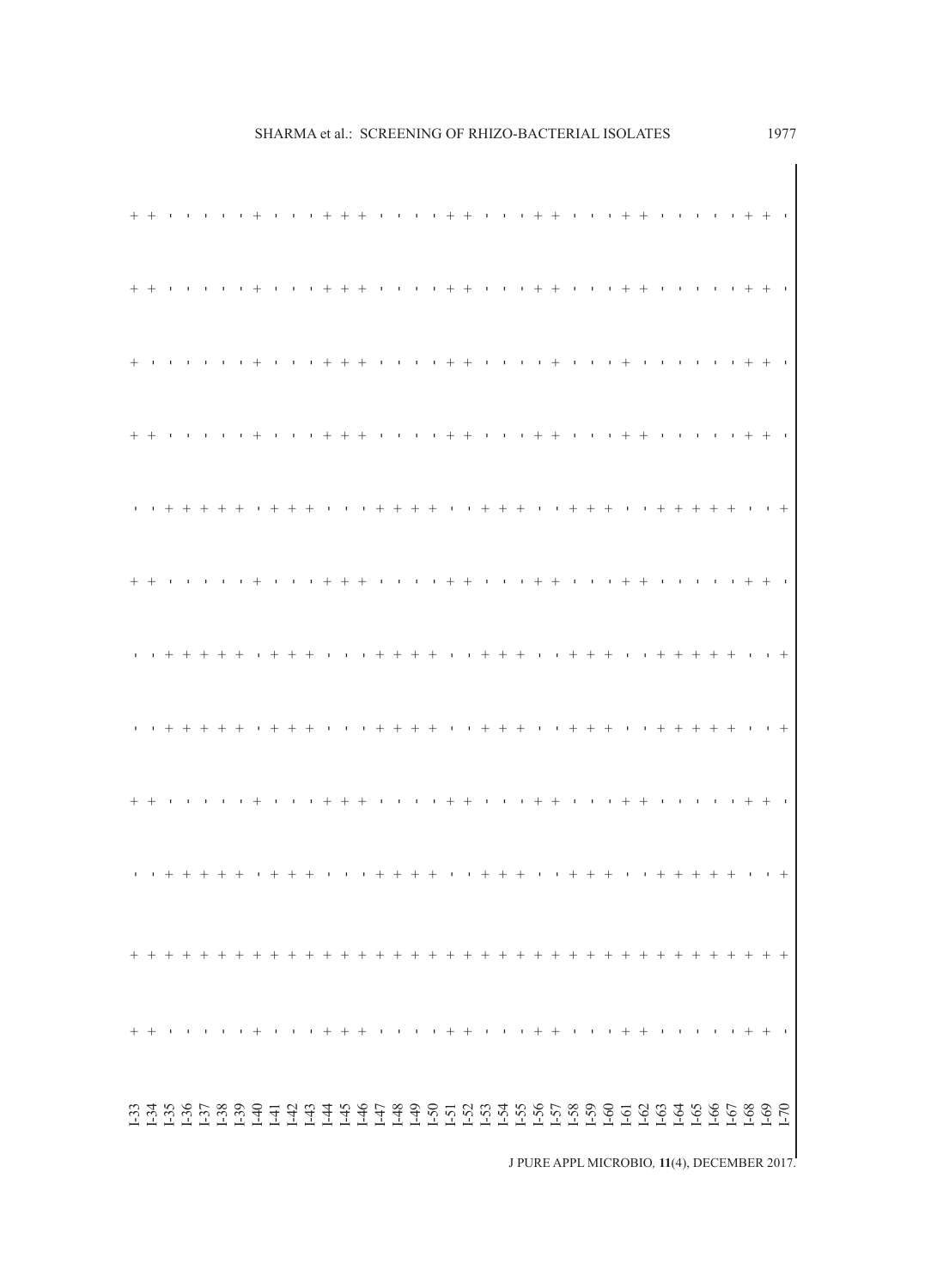| | | | | | | | | | | | | |
|---|---|---|---|---|---|---|---|---|---|---|---|---|
| I-33 | + | + | - | + | - | - | + | - | + | + | + | + |
| I-34 | + | + | - | + | - | - | + | - | + | - | + | + |
| I-35 | - | + | + | - | + | + | - | + | - | - | - | - |
| I-36 | - | + | + | - | + | + | - | + | - | - | - | - |
| I-37 | - | + | + | - | + | + | - | + | - | - | - | - |
| I-38 | - | + | + | - | + | + | - | + | - | - | - | - |
| I-39 | - | + | + | - | + | + | - | + | - | - | - | - |
| I-40 | + | + | - | + | - | - | + | - | + | + | + | + |
| I-41 | - | + | + | - | + | + | - | + | - | - | - | - |
| I-42 | - | + | + | - | + | + | - | + | - | - | - | - |
| I-43 | - | + | + | - | + | + | - | + | - | - | - | - |
| I-44 | + | + | - | + | - | - | + | - | + | + | + | + |
| I-45 | + | + | - | + | - | - | + | - | + | + | + | + |
| I-46 | + | + | - | + | - | - | + | - | + | + | + | + |
| I-47 | - | + | + | - | + | + | - | + | - | - | - | - |
| I-48 | - | + | + | - | + | + | - | + | - | - | - | - |
| I-49 | - | + | + | - | + | + | - | + | - | - | - | - |
| I-50 | - | + | + | - | + | + | - | + | - | - | - | - |
| I-51 | + | + | - | + | - | - | + | - | + | + | + | + |
| I-52 | + | + | - | + | - | - | + | - | + | + | + | + |
| I-53 | - | + | + | - | + | + | - | + | - | - | - | - |
| I-54 | - | + | + | - | + | + | - | + | - | - | - | - |
| I-55 | - | + | + | - | + | + | - | + | - | - | - | - |
| I-56 | + | + | - | + | - | - | + | - | + | + | + | + |
| I-57 | + | + | - | + | - | - | + | - | + | - | + | + |
| I-58 | - | + | + | - | + | + | - | + | - | - | - | - |
| I-59 | - | + | + | - | + | + | - | + | - | - | - | - |
| I-60 | - | + | + | - | + | + | - | + | - | - | - | - |
| I-61 | + | + | - | + | - | - | + | - | + | + | + | + |
| I-62 | + | + | - | + | - | - | + | - | + | - | + | + |
| I-63 | - | + | + | - | + | + | - | + | - | - | - | - |
| I-64 | - | + | + | - | + | + | - | + | - | - | - | - |
| I-65 | - | + | + | - | + | + | - | + | - | - | - | - |
| I-66 | - | + | + | - | + | + | - | + | - | - | - | - |
| I-67 | - | + | + | - | + | + | - | + | - | - | - | - |
| I-68 | + | + | - | + | - | - | + | - | + | + | + | + |
| I-69 | + | + | - | + | - | - | + | - | + | + | + | + |
| I-70 | - | + | + | - | + | + | - | + | - | - | - | - |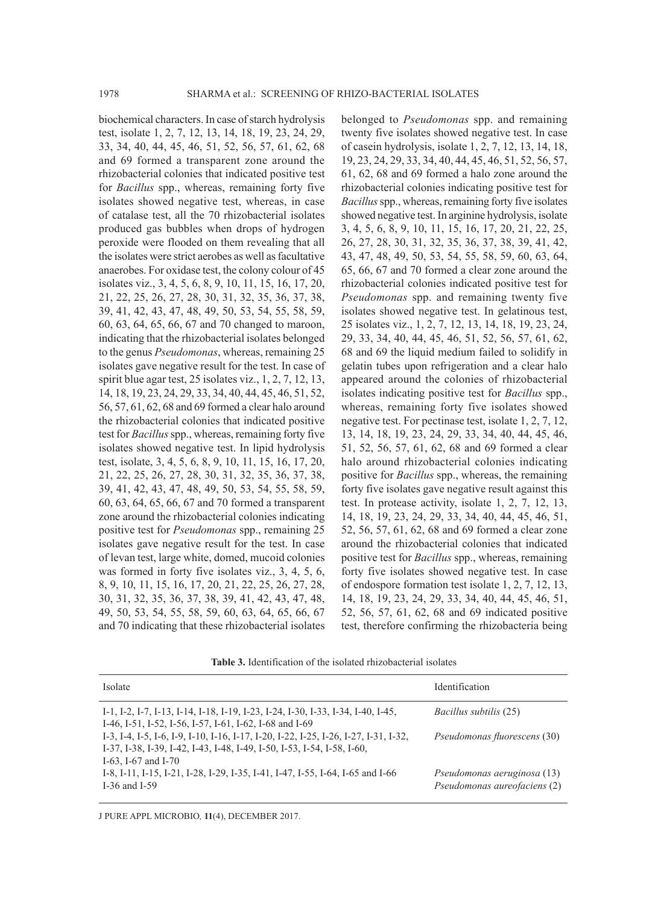biochemical characters. In case of starch hydrolysis test, isolate 1, 2, 7, 12, 13, 14, 18, 19, 23, 24, 29, 33, 34, 40, 44, 45, 46, 51, 52, 56, 57, 61, 62, 68 and 69 formed a transparent zone around the rhizobacterial colonies that indicated positive test for *Bacillus* spp., whereas, remaining forty five isolates showed negative test, whereas, in case of catalase test, all the 70 rhizobacterial isolates produced gas bubbles when drops of hydrogen peroxide were flooded on them revealing that all the isolates were strict aerobes as well as facultative anaerobes. For oxidase test, the colony colour of 45 isolates viz., 3, 4, 5, 6, 8, 9, 10, 11, 15, 16, 17, 20, 21, 22, 25, 26, 27, 28, 30, 31, 32, 35, 36, 37, 38, 39, 41, 42, 43, 47, 48, 49, 50, 53, 54, 55, 58, 59, 60, 63, 64, 65, 66, 67 and 70 changed to maroon, indicating that the rhizobacterial isolates belonged to the genus *Pseudomonas*, whereas, remaining 25 isolates gave negative result for the test. In case of spirit blue agar test, 25 isolates viz., 1, 2, 7, 12, 13, 14, 18, 19, 23, 24, 29, 33, 34, 40, 44, 45, 46, 51, 52, 56, 57, 61, 62, 68 and 69 formed a clear halo around the rhizobacterial colonies that indicated positive test for *Bacillus* spp., whereas, remaining forty five isolates showed negative test. In lipid hydrolysis test, isolate, 3, 4, 5, 6, 8, 9, 10, 11, 15, 16, 17, 20, 21, 22, 25, 26, 27, 28, 30, 31, 32, 35, 36, 37, 38, 39, 41, 42, 43, 47, 48, 49, 50, 53, 54, 55, 58, 59, 60, 63, 64, 65, 66, 67 and 70 formed a transparent zone around the rhizobacterial colonies indicating positive test for *Pseudomonas* spp., remaining 25 isolates gave negative result for the test. In case of levan test, large white, domed, mucoid colonies was formed in forty five isolates viz., 3, 4, 5, 6, 8, 9, 10, 11, 15, 16, 17, 20, 21, 22, 25, 26, 27, 28, 30, 31, 32, 35, 36, 37, 38, 39, 41, 42, 43, 47, 48, 49, 50, 53, 54, 55, 58, 59, 60, 63, 64, 65, 66, 67 and 70 indicating that these rhizobacterial isolates belonged to *Pseudomonas* spp. and remaining twenty five isolates showed negative test. In case of casein hydrolysis, isolate 1, 2, 7, 12, 13, 14, 18, 19, 23, 24, 29, 33, 34, 40, 44, 45, 46, 51, 52, 56, 57, 61, 62, 68 and 69 formed a halo zone around the rhizobacterial colonies indicating positive test for *Bacillus* spp., whereas, remaining forty five isolates showed negative test. In arginine hydrolysis, isolate 3, 4, 5, 6, 8, 9, 10, 11, 15, 16, 17, 20, 21, 22, 25, 26, 27, 28, 30, 31, 32, 35, 36, 37, 38, 39, 41, 42, 43, 47, 48, 49, 50, 53, 54, 55, 58, 59, 60, 63, 64, 65, 66, 67 and 70 formed a clear zone around the rhizobacterial colonies indicated positive test for *Pseudomonas* spp. and remaining twenty five isolates showed negative test. In gelatinous test, 25 isolates viz., 1, 2, 7, 12, 13, 14, 18, 19, 23, 24, 29, 33, 34, 40, 44, 45, 46, 51, 52, 56, 57, 61, 62, 68 and 69 the liquid medium failed to solidify in gelatin tubes upon refrigeration and a clear halo appeared around the colonies of rhizobacterial isolates indicating positive test for *Bacillus* spp., whereas, remaining forty five isolates showed negative test. For pectinase test, isolate 1, 2, 7, 12, 13, 14, 18, 19, 23, 24, 29, 33, 34, 40, 44, 45, 46, 51, 52, 56, 57, 61, 62, 68 and 69 formed a clear halo around rhizobacterial colonies indicating positive for *Bacillus* spp., whereas, the remaining forty five isolates gave negative result against this test. In protease activity, isolate 1, 2, 7, 12, 13, 14, 18, 19, 23, 24, 29, 33, 34, 40, 44, 45, 46, 51, 52, 56, 57, 61, 62, 68 and 69 formed a clear zone around the rhizobacterial colonies that indicated positive test for *Bacillus* spp., whereas, remaining forty five isolates showed negative test. In case of endospore formation test isolate 1, 2, 7, 12, 13, 14, 18, 19, 23, 24, 29, 33, 34, 40, 44, 45, 46, 51, 52, 56, 57, 61, 62, 68 and 69 indicated positive test, therefore confirming the rhizobacteria being

**Table 3.** Identification of the isolated rhizobacterial isolates

| Isolate | Identification |
|---|---|
| I-1, I-2, I-7, I-13, I-14, I-18, I-19, I-23, I-24, I-30, I-33, I-34, I-40, I-45, I-46, I-51, I-52, I-56, I-57, I-61, I-62, I-68 and I-69 | *Bacillus subtilis* (25) |
| I-3, I-4, I-5, I-6, I-9, I-10, I-16, I-17, I-20, I-22, I-25, I-26, I-27, I-31, I-32, I-37, I-38, I-39, I-42, I-43, I-48, I-49, I-50, I-53, I-54, I-58, I-60, I-63, I-67 and I-70 | *Pseudomonas fluorescens* (30) |
| I-8, I-11, I-15, I-21, I-28, I-29, I-35, I-41, I-47, I-55, I-64, I-65 and I-66 | *Pseudomonas aeruginosa* (13) |
| I-36 and I-59 | *Pseudomonas aureofaciens* (2) |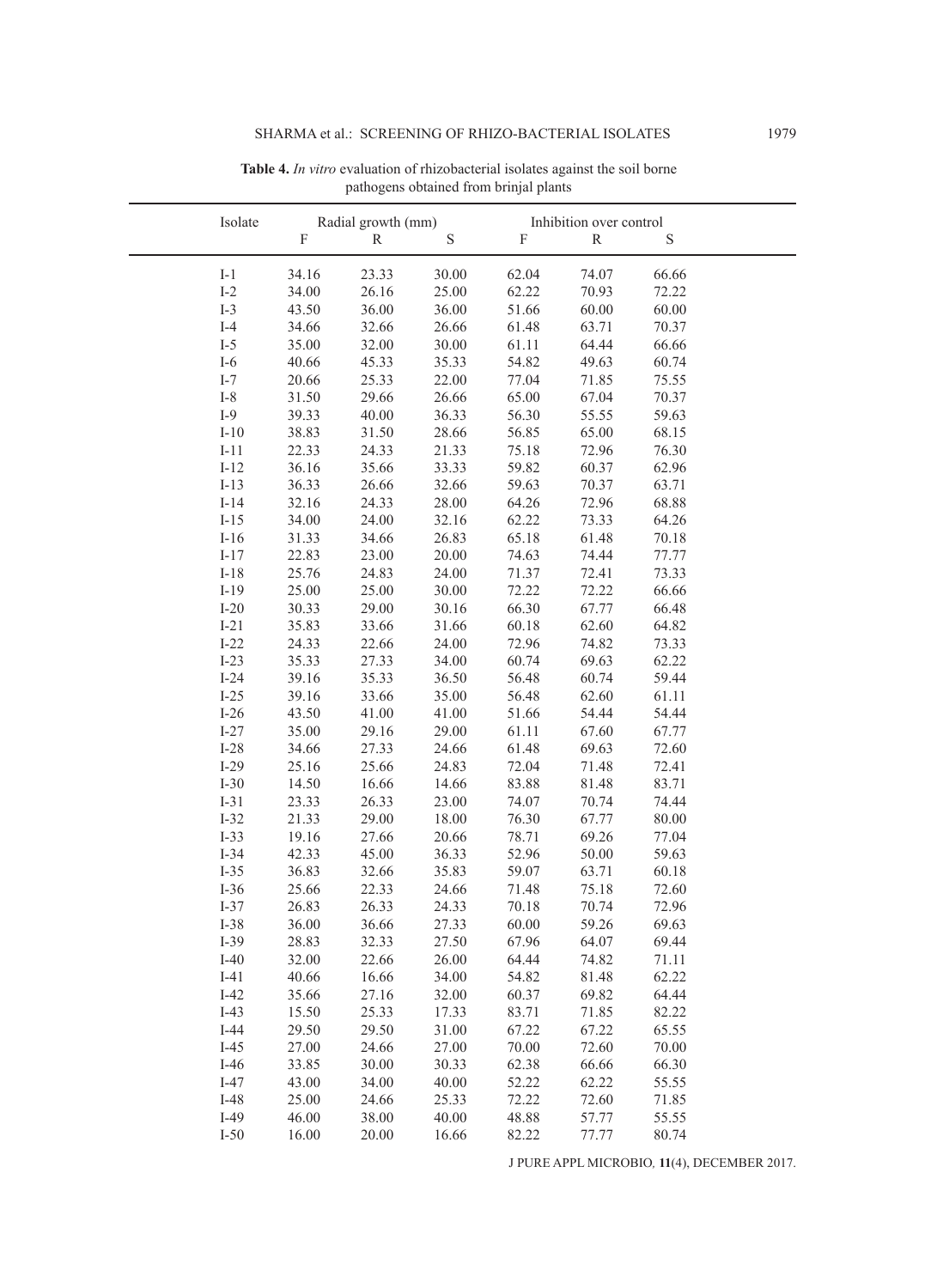**Table 4.** *In vitro* evaluation of rhizobacterial isolates against the soil borne pathogens obtained from brinjal plants

| Isolate | Radial growth (mm) | | | Inhibition over control | | |
|---|---|---|---|---|---|---|
| | F | R | S | F | R | S |
| I-1 | 34.16 | 23.33 | 30.00 | 62.04 | 74.07 | 66.66 |
| I-2 | 34.00 | 26.16 | 25.00 | 62.22 | 70.93 | 72.22 |
| I-3 | 43.50 | 36.00 | 36.00 | 51.66 | 60.00 | 60.00 |
| I-4 | 34.66 | 32.66 | 26.66 | 61.48 | 63.71 | 70.37 |
| I-5 | 35.00 | 32.00 | 30.00 | 61.11 | 64.44 | 66.66 |
| I-6 | 40.66 | 45.33 | 35.33 | 54.82 | 49.63 | 60.74 |
| I-7 | 20.66 | 25.33 | 22.00 | 77.04 | 71.85 | 75.55 |
| I-8 | 31.50 | 29.66 | 26.66 | 65.00 | 67.04 | 70.37 |
| I-9 | 39.33 | 40.00 | 36.33 | 56.30 | 55.55 | 59.63 |
| I-10 | 38.83 | 31.50 | 28.66 | 56.85 | 65.00 | 68.15 |
| I-11 | 22.33 | 24.33 | 21.33 | 75.18 | 72.96 | 76.30 |
| I-12 | 36.16 | 35.66 | 33.33 | 59.82 | 60.37 | 62.96 |
| I-13 | 36.33 | 26.66 | 32.66 | 59.63 | 70.37 | 63.71 |
| I-14 | 32.16 | 24.33 | 28.00 | 64.26 | 72.96 | 68.88 |
| I-15 | 34.00 | 24.00 | 32.16 | 62.22 | 73.33 | 64.26 |
| I-16 | 31.33 | 34.66 | 26.83 | 65.18 | 61.48 | 70.18 |
| I-17 | 22.83 | 23.00 | 20.00 | 74.63 | 74.44 | 77.77 |
| I-18 | 25.76 | 24.83 | 24.00 | 71.37 | 72.41 | 73.33 |
| I-19 | 25.00 | 25.00 | 30.00 | 72.22 | 72.22 | 66.66 |
| I-20 | 30.33 | 29.00 | 30.16 | 66.30 | 67.77 | 66.48 |
| I-21 | 35.83 | 33.66 | 31.66 | 60.18 | 62.60 | 64.82 |
| I-22 | 24.33 | 22.66 | 24.00 | 72.96 | 74.82 | 73.33 |
| I-23 | 35.33 | 27.33 | 34.00 | 60.74 | 69.63 | 62.22 |
| I-24 | 39.16 | 35.33 | 36.50 | 56.48 | 60.74 | 59.44 |
| I-25 | 39.16 | 33.66 | 35.00 | 56.48 | 62.60 | 61.11 |
| I-26 | 43.50 | 41.00 | 41.00 | 51.66 | 54.44 | 54.44 |
| I-27 | 35.00 | 29.16 | 29.00 | 61.11 | 67.60 | 67.77 |
| I-28 | 34.66 | 27.33 | 24.66 | 61.48 | 69.63 | 72.60 |
| I-29 | 25.16 | 25.66 | 24.83 | 72.04 | 71.48 | 72.41 |
| I-30 | 14.50 | 16.66 | 14.66 | 83.88 | 81.48 | 83.71 |
| I-31 | 23.33 | 26.33 | 23.00 | 74.07 | 70.74 | 74.44 |
| I-32 | 21.33 | 29.00 | 18.00 | 76.30 | 67.77 | 80.00 |
| I-33 | 19.16 | 27.66 | 20.66 | 78.71 | 69.26 | 77.04 |
| I-34 | 42.33 | 45.00 | 36.33 | 52.96 | 50.00 | 59.63 |
| I-35 | 36.83 | 32.66 | 35.83 | 59.07 | 63.71 | 60.18 |
| I-36 | 25.66 | 22.33 | 24.66 | 71.48 | 75.18 | 72.60 |
| I-37 | 26.83 | 26.33 | 24.33 | 70.18 | 70.74 | 72.96 |
| I-38 | 36.00 | 36.66 | 27.33 | 60.00 | 59.26 | 69.63 |
| I-39 | 28.83 | 32.33 | 27.50 | 67.96 | 64.07 | 69.44 |
| I-40 | 32.00 | 22.66 | 26.00 | 64.44 | 74.82 | 71.11 |
| I-41 | 40.66 | 16.66 | 34.00 | 54.82 | 81.48 | 62.22 |
| I-42 | 35.66 | 27.16 | 32.00 | 60.37 | 69.82 | 64.44 |
| I-43 | 15.50 | 25.33 | 17.33 | 83.71 | 71.85 | 82.22 |
| I-44 | 29.50 | 29.50 | 31.00 | 67.22 | 67.22 | 65.55 |
| I-45 | 27.00 | 24.66 | 27.00 | 70.00 | 72.60 | 70.00 |
| I-46 | 33.85 | 30.00 | 30.33 | 62.38 | 66.66 | 66.30 |
| I-47 | 43.00 | 34.00 | 40.00 | 52.22 | 62.22 | 55.55 |
| I-48 | 25.00 | 24.66 | 25.33 | 72.22 | 72.60 | 71.85 |
| I-49 | 46.00 | 38.00 | 40.00 | 48.88 | 57.77 | 55.55 |
| I-50 | 16.00 | 20.00 | 16.66 | 82.22 | 77.77 | 80.74 |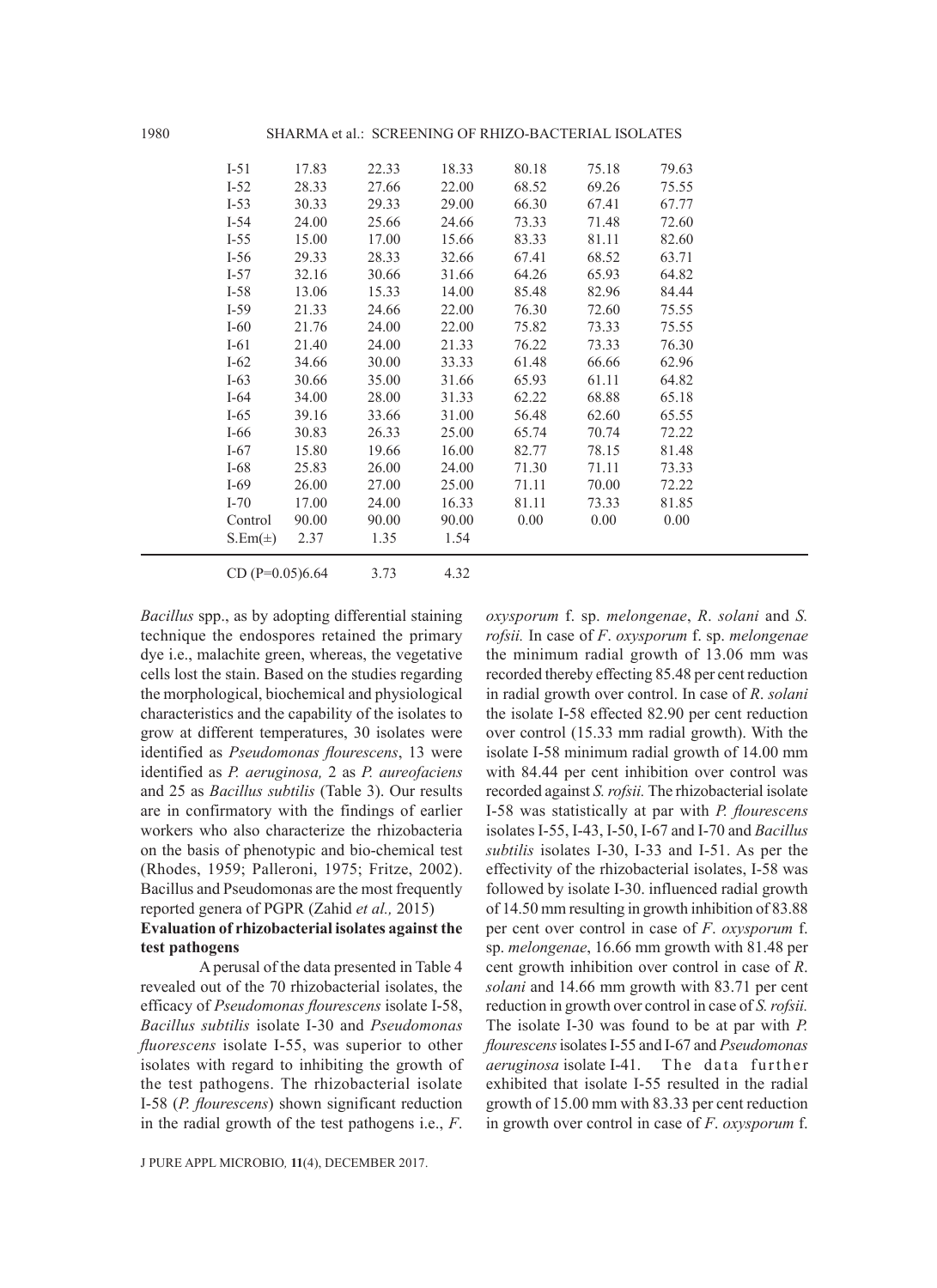| | | | | | | |
|---|---|---|---|---|---|---|
| I-51 | 17.83 | 22.33 | 18.33 | 80.18 | 75.18 | 79.63 |
| I-52 | 28.33 | 27.66 | 22.00 | 68.52 | 69.26 | 75.55 |
| I-53 | 30.33 | 29.33 | 29.00 | 66.30 | 67.41 | 67.77 |
| I-54 | 24.00 | 25.66 | 24.66 | 73.33 | 71.48 | 72.60 |
| I-55 | 15.00 | 17.00 | 15.66 | 83.33 | 81.11 | 82.60 |
| I-56 | 29.33 | 28.33 | 32.66 | 67.41 | 68.52 | 63.71 |
| I-57 | 32.16 | 30.66 | 31.66 | 64.26 | 65.93 | 64.82 |
| I-58 | 13.06 | 15.33 | 14.00 | 85.48 | 82.96 | 84.44 |
| I-59 | 21.33 | 24.66 | 22.00 | 76.30 | 72.60 | 75.55 |
| I-60 | 21.76 | 24.00 | 22.00 | 75.82 | 73.33 | 75.55 |
| I-61 | 21.40 | 24.00 | 21.33 | 76.22 | 73.33 | 76.30 |
| I-62 | 34.66 | 30.00 | 33.33 | 61.48 | 66.66 | 62.96 |
| I-63 | 30.66 | 35.00 | 31.66 | 65.93 | 61.11 | 64.82 |
| I-64 | 34.00 | 28.00 | 31.33 | 62.22 | 68.88 | 65.18 |
| I-65 | 39.16 | 33.66 | 31.00 | 56.48 | 62.60 | 65.55 |
| I-66 | 30.83 | 26.33 | 25.00 | 65.74 | 70.74 | 72.22 |
| I-67 | 15.80 | 19.66 | 16.00 | 82.77 | 78.15 | 81.48 |
| I-68 | 25.83 | 26.00 | 24.00 | 71.30 | 71.11 | 73.33 |
| I-69 | 26.00 | 27.00 | 25.00 | 71.11 | 70.00 | 72.22 |
| I-70 | 17.00 | 24.00 | 16.33 | 81.11 | 73.33 | 81.85 |
| Control | 90.00 | 90.00 | 90.00 | 0.00 | 0.00 | 0.00 |
| S.Em(±) | 2.37 | 1.35 | 1.54 | | | |
| CD (P=0.05) | 6.64 | 3.73 | 4.32 | | | |

*Bacillus* spp., as by adopting differential staining technique the endospores retained the primary dye i.e., malachite green, whereas, the vegetative cells lost the stain. Based on the studies regarding the morphological, biochemical and physiological characteristics and the capability of the isolates to grow at different temperatures, 30 isolates were identified as *Pseudomonas flourescens*, 13 were identified as *P. aeruginosa,* 2 as *P. aureofaciens* and 25 as *Bacillus subtilis* (Table 3). Our results are in confirmatory with the findings of earlier workers who also characterize the rhizobacteria on the basis of phenotypic and bio-chemical test (Rhodes, 1959; Palleroni, 1975; Fritze, 2002). Bacillus and Pseudomonas are the most frequently reported genera of PGPR (Zahid *et al.,* 2015)

**Evaluation of rhizobacterial isolates against the test pathogens**

A perusal of the data presented in Table 4 revealed out of the 70 rhizobacterial isolates, the efficacy of *Pseudomonas flourescens* isolate I-58, *Bacillus subtilis* isolate I-30 and *Pseudomonas fluorescens* isolate I-55, was superior to other isolates with regard to inhibiting the growth of the test pathogens. The rhizobacterial isolate I-58 (*P. flourescens*) shown significant reduction in the radial growth of the test pathogens i.e., *F. oxysporum* f. sp. *melongenae*, *R. solani* and *S. rofsii.* In case of *F. oxysporum* f. sp. *melongenae* the minimum radial growth of 13.06 mm was recorded thereby effecting 85.48 per cent reduction in radial growth over control. In case of *R. solani* the isolate I-58 effected 82.90 per cent reduction over control (15.33 mm radial growth). With the isolate I-58 minimum radial growth of 14.00 mm with 84.44 per cent inhibition over control was recorded against *S. rofsii.* The rhizobacterial isolate I-58 was statistically at par with *P. flourescens* isolates I-55, I-43, I-50, I-67 and I-70 and *Bacillus subtilis* isolates I-30, I-33 and I-51. As per the effectivity of the rhizobacterial isolates, I-58 was followed by isolate I-30. influenced radial growth of 14.50 mm resulting in growth inhibition of 83.88 per cent over control in case of *F. oxysporum* f. sp. *melongenae*, 16.66 mm growth with 81.48 per cent growth inhibition over control in case of *R. solani* and 14.66 mm growth with 83.71 per cent reduction in growth over control in case of *S. rofsii.* The isolate I-30 was found to be at par with *P. flourescens* isolates I-55 and I-67 and *Pseudomonas aeruginosa* isolate I-41. The data further exhibited that isolate I-55 resulted in the radial growth of 15.00 mm with 83.33 per cent reduction in growth over control in case of *F. oxysporum* f.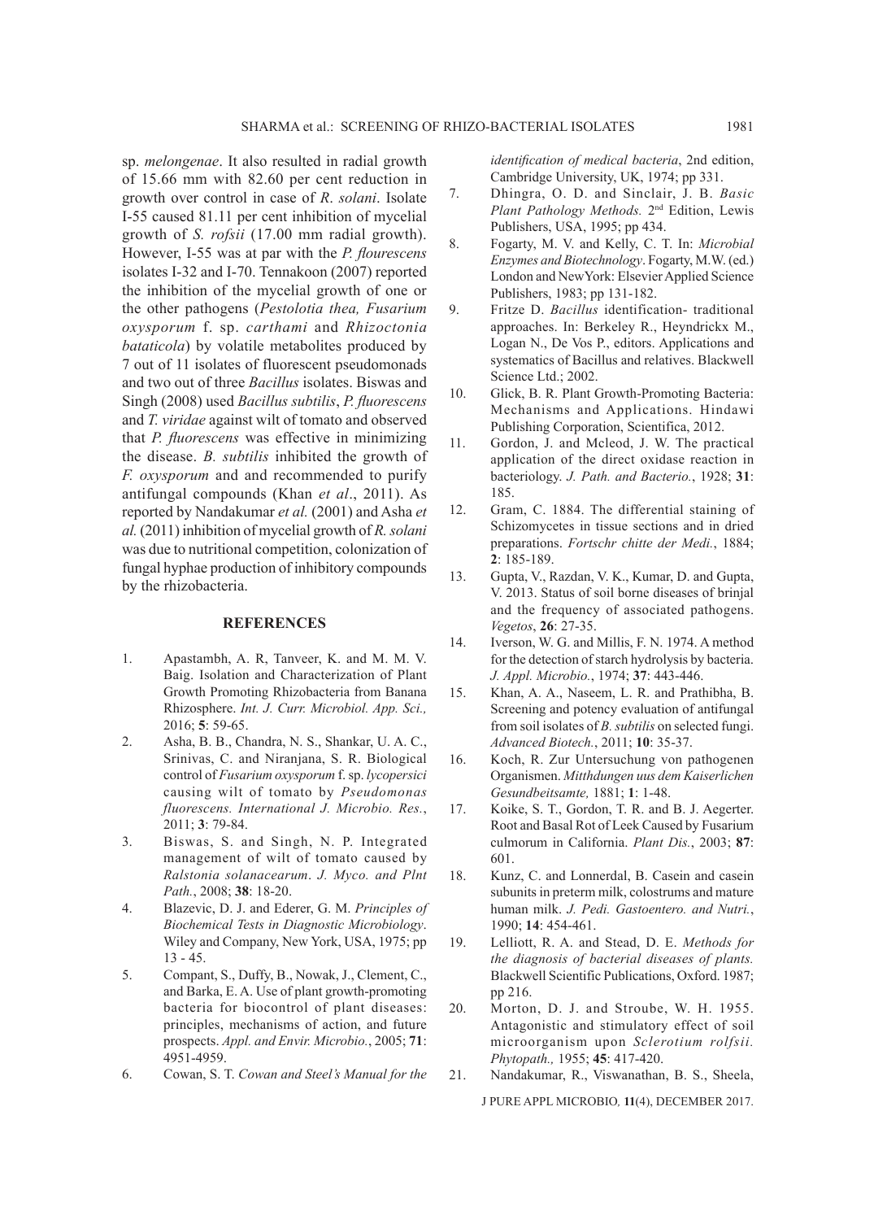sp. *melongenae*. It also resulted in radial growth of 15.66 mm with 82.60 per cent reduction in growth over control in case of *R*. *solani*. Isolate I-55 caused 81.11 per cent inhibition of mycelial growth of *S. rofsii* (17.00 mm radial growth). However, I-55 was at par with the *P. flourescens* isolates I-32 and I-70. Tennakoon (2007) reported the inhibition of the mycelial growth of one or the other pathogens (*Pestolotia thea, Fusarium oxysporum* f. sp. *carthami* and *Rhizoctonia bataticola*) by volatile metabolites produced by 7 out of 11 isolates of fluorescent pseudomonads and two out of three *Bacillus* isolates. Biswas and Singh (2008) used *Bacillus subtilis*, *P. fluorescens* and *T. viridae* against wilt of tomato and observed that *P. fluorescens* was effective in minimizing the disease. *B. subtilis* inhibited the growth of *F. oxysporum* and and recommended to purify antifungal compounds (Khan *et al*., 2011). As reported by Nandakumar *et al.* (2001) and Asha *et al.* (2011) inhibition of mycelial growth of *R. solani* was due to nutritional competition, colonization of fungal hyphae production of inhibitory compounds by the rhizobacteria.

## REFERENCES

1. Apastambh, A. R, Tanveer, K. and M. M. V. Baig. Isolation and Characterization of Plant Growth Promoting Rhizobacteria from Banana Rhizosphere. *Int. J. Curr. Microbiol. App. Sci.,* 2016; **5**: 59-65.
2. Asha, B. B., Chandra, N. S., Shankar, U. A. C., Srinivas, C. and Niranjana, S. R. Biological control of *Fusarium oxysporum* f. sp. *lycopersici* causing wilt of tomato by *Pseudomonas fluorescens. International J. Microbio. Res.*, 2011; **3**: 79-84.
3. Biswas, S. and Singh, N. P. Integrated management of wilt of tomato caused by *Ralstonia solanacearum*. *J. Myco. and Plnt Path.*, 2008; **38**: 18-20.
4. Blazevic, D. J. and Ederer, G. M. *Principles of Biochemical Tests in Diagnostic Microbiology*. Wiley and Company, New York, USA, 1975; pp 13 - 45.
5. Compant, S., Duffy, B., Nowak, J., Clement, C., and Barka, E. A. Use of plant growth-promoting bacteria for biocontrol of plant diseases: principles, mechanisms of action, and future prospects. *Appl. and Envir. Microbio.*, 2005; **71**: 4951-4959.
6. Cowan, S. T. *Cowan and Steel's Manual for the identification of medical bacteria*, 2nd edition, Cambridge University, UK, 1974; pp 331.
7. Dhingra, O. D. and Sinclair, J. B. *Basic Plant Pathology Methods.* 2nd Edition, Lewis Publishers, USA, 1995; pp 434.
8. Fogarty, M. V. and Kelly, C. T. In: *Microbial Enzymes and Biotechnology*. Fogarty, M.W. (ed.) London and NewYork: Elsevier Applied Science Publishers, 1983; pp 131-182.
9. Fritze D. *Bacillus* identification- traditional approaches. In: Berkeley R., Heyndrickx M., Logan N., De Vos P., editors. Applications and systematics of Bacillus and relatives. Blackwell Science Ltd.; 2002.
10. Glick, B. R. Plant Growth-Promoting Bacteria: Mechanisms and Applications. Hindawi Publishing Corporation, Scientifica, 2012.
11. Gordon, J. and Mcleod, J. W. The practical application of the direct oxidase reaction in bacteriology. *J. Path. and Bacterio.*, 1928; **31**: 185.
12. Gram, C. 1884. The differential staining of Schizomycetes in tissue sections and in dried preparations. *Fortschr chitte der Medi.*, 1884; **2**: 185-189.
13. Gupta, V., Razdan, V. K., Kumar, D. and Gupta, V. 2013. Status of soil borne diseases of brinjal and the frequency of associated pathogens. *Vegetos*, **26**: 27-35.
14. Iverson, W. G. and Millis, F. N. 1974. A method for the detection of starch hydrolysis by bacteria. *J. Appl. Microbio.*, 1974; **37**: 443-446.
15. Khan, A. A., Naseem, L. R. and Prathibha, B. Screening and potency evaluation of antifungal from soil isolates of *B. subtilis* on selected fungi. *Advanced Biotech.*, 2011; **10**: 35-37.
16. Koch, R. Zur Untersuchung von pathogenen Organismen. *Mitthdungen uus dem Kaiserlichen Gesundbeitsamte,* 1881; **1**: 1-48.
17. Koike, S. T., Gordon, T. R. and B. J. Aegerter. Root and Basal Rot of Leek Caused by Fusarium culmorum in California. *Plant Dis.*, 2003; **87**: 601.
18. Kunz, C. and Lonnerdal, B. Casein and casein subunits in preterm milk, colostrums and mature human milk. *J. Pedi. Gastoentero. and Nutri.*, 1990; **14**: 454-461.
19. Lelliott, R. A. and Stead, D. E. *Methods for the diagnosis of bacterial diseases of plants.* Blackwell Scientific Publications, Oxford. 1987; pp 216.
20. Morton, D. J. and Stroube, W. H. 1955. Antagonistic and stimulatory effect of soil microorganism upon *Sclerotium rolfsii. Phytopath.,* 1955; **45**: 417-420.
21. Nandakumar, R., Viswanathan, B. S., Sheela,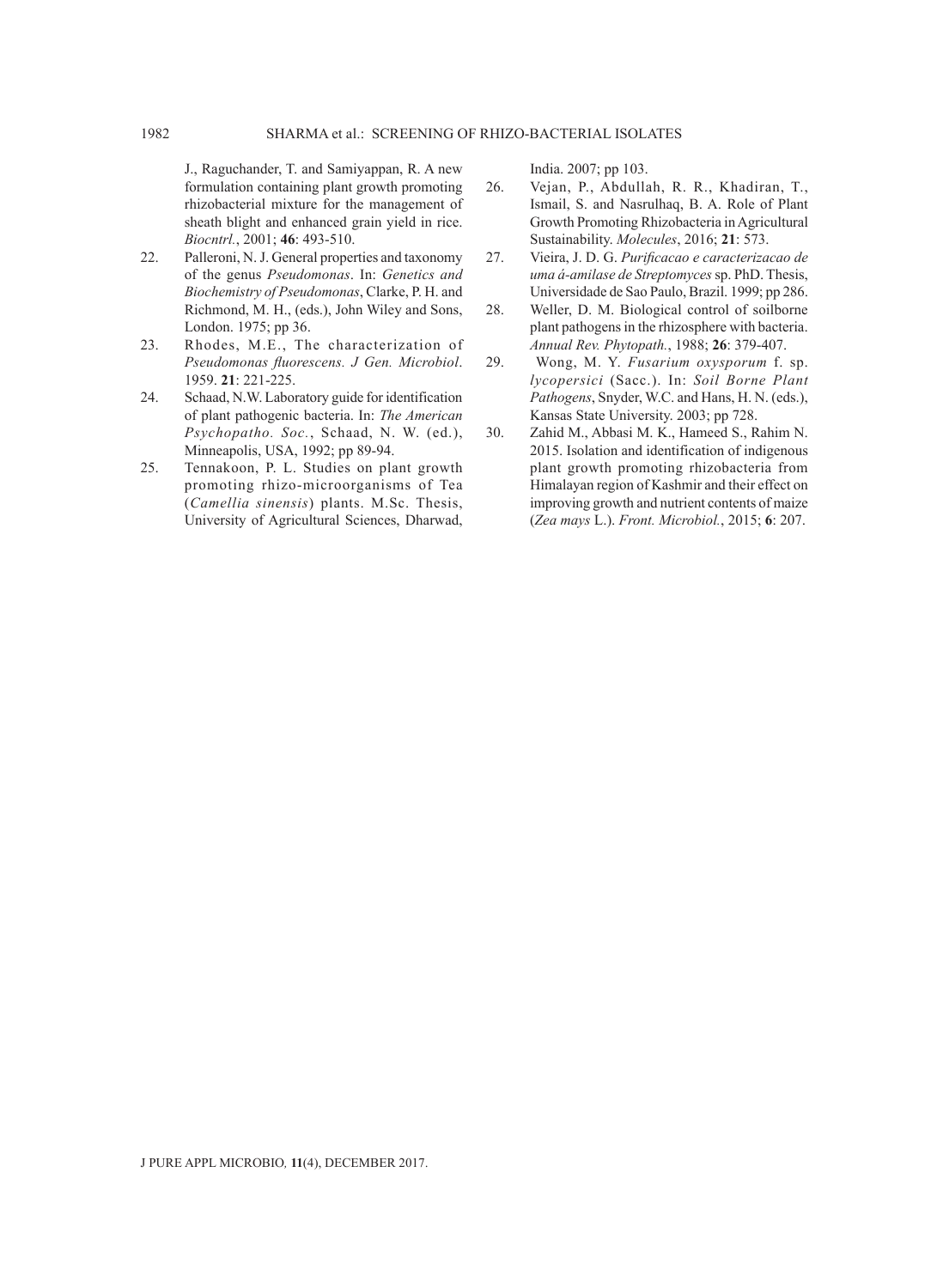J., Raguchander, T. and Samiyappan, R. A new formulation containing plant growth promoting rhizobacterial mixture for the management of sheath blight and enhanced grain yield in rice. *Biocntrl.*, 2001; **46**: 493-510.

22. Palleroni, N. J. General properties and taxonomy of the genus *Pseudomonas*. In: *Genetics and Biochemistry of Pseudomonas*, Clarke, P. H. and Richmond, M. H., (eds.), John Wiley and Sons, London. 1975; pp 36.
23. Rhodes, M.E., The characterization of *Pseudomonas fluorescens. J Gen. Microbiol*. 1959. **21**: 221-225.
24. Schaad, N.W. Laboratory guide for identification of plant pathogenic bacteria. In: *The American Psychopatho. Soc.*, Schaad, N. W. (ed.), Minneapolis, USA, 1992; pp 89-94.
25. Tennakoon, P. L. Studies on plant growth promoting rhizo-microorganisms of Tea (*Camellia sinensis*) plants. M.Sc. Thesis, University of Agricultural Sciences, Dharwad, India. 2007; pp 103.
26. Vejan, P., Abdullah, R. R., Khadiran, T., Ismail, S. and Nasrulhaq, B. A. Role of Plant Growth Promoting Rhizobacteria in Agricultural Sustainability. *Molecules*, 2016; **21**: 573.
27. Vieira, J. D. G. *Purificacao e caracterizacao de uma á-amilase de Streptomyces* sp. PhD. Thesis, Universidade de Sao Paulo, Brazil. 1999; pp 286.
28. Weller, D. M. Biological control of soilborne plant pathogens in the rhizosphere with bacteria. *Annual Rev. Phytopath.*, 1988; **26**: 379-407.
29. Wong, M. Y. *Fusarium oxysporum* f. sp. *lycopersici* (Sacc.). In: *Soil Borne Plant Pathogens*, Snyder, W.C. and Hans, H. N. (eds.), Kansas State University. 2003; pp 728.
30. Zahid M., Abbasi M. K., Hameed S., Rahim N. 2015. Isolation and identification of indigenous plant growth promoting rhizobacteria from Himalayan region of Kashmir and their effect on improving growth and nutrient contents of maize (*Zea mays* L.). *Front. Microbiol.*, 2015; **6**: 207.